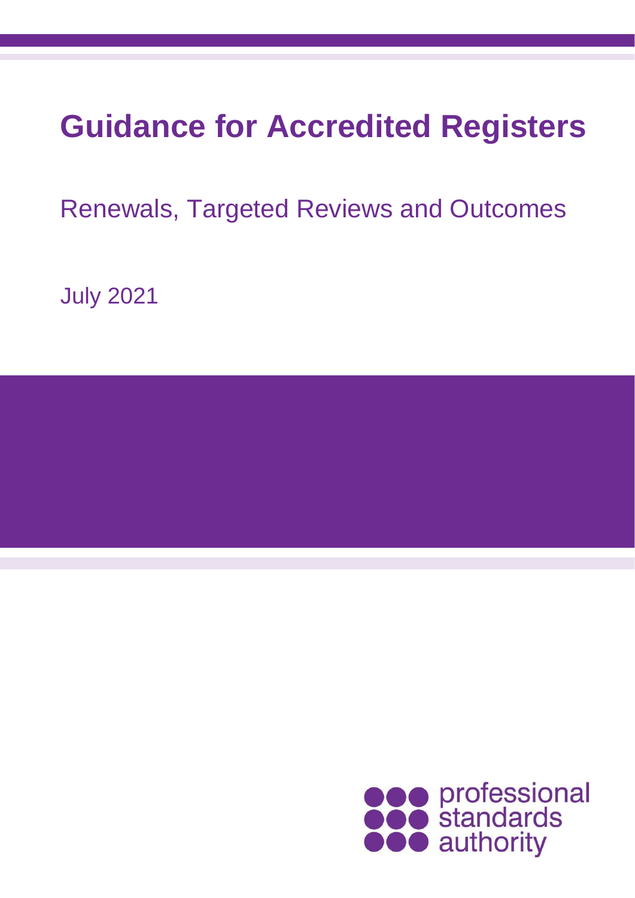# Guidance for Accredited Registers

Renewals, Targeted Reviews and Outcomes

July 2021

professional standards authority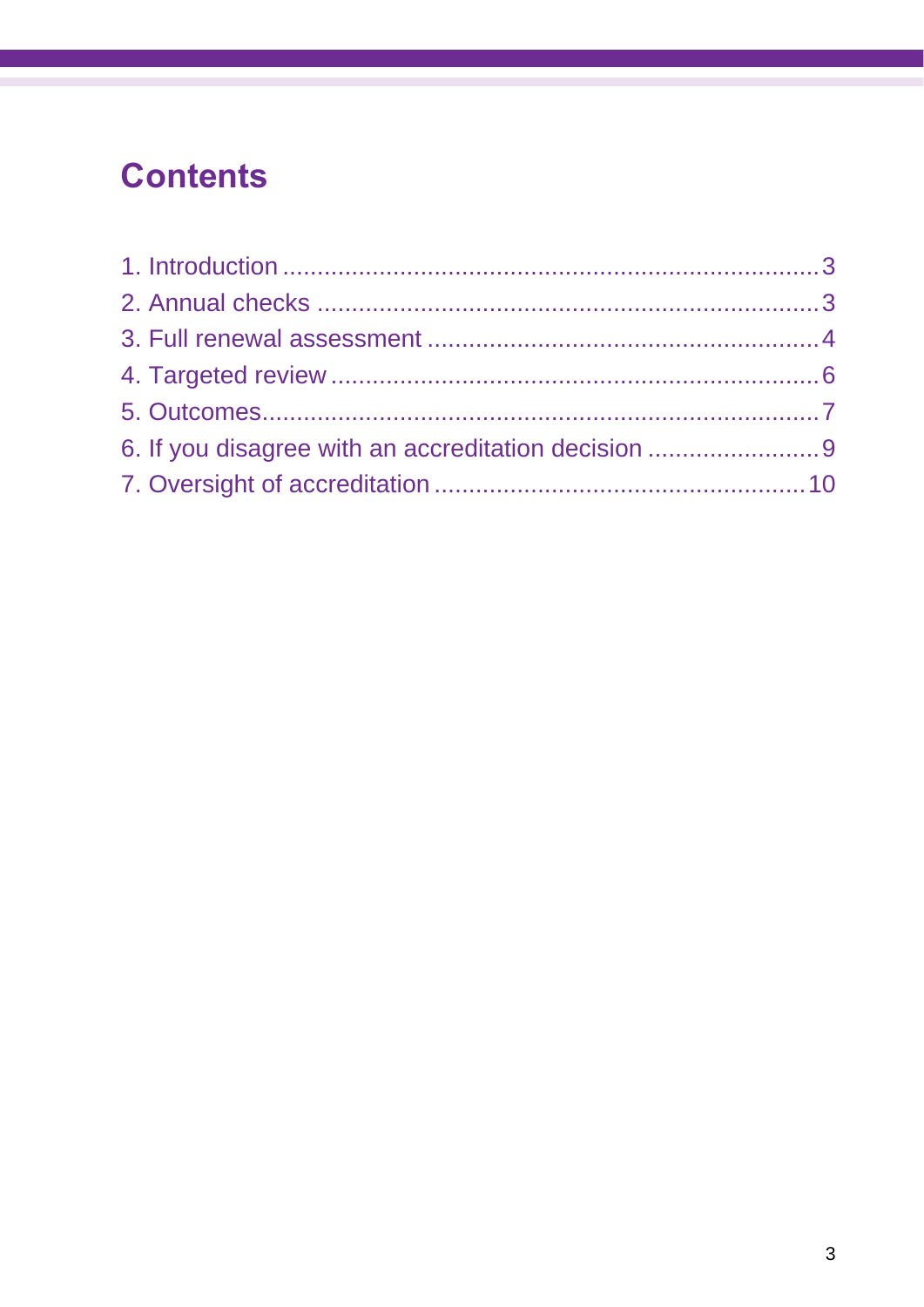## Contents

1. Introduction ........................................................................ 3
2. Annual checks ..................................................................... 3
3. Full renewal assessment ...................................................... 4
4. Targeted review ................................................................... 6
5. Outcomes ............................................................................. 7
6. If you disagree with an accreditation decision ....................... 9
7. Oversight of accreditation ................................................... 10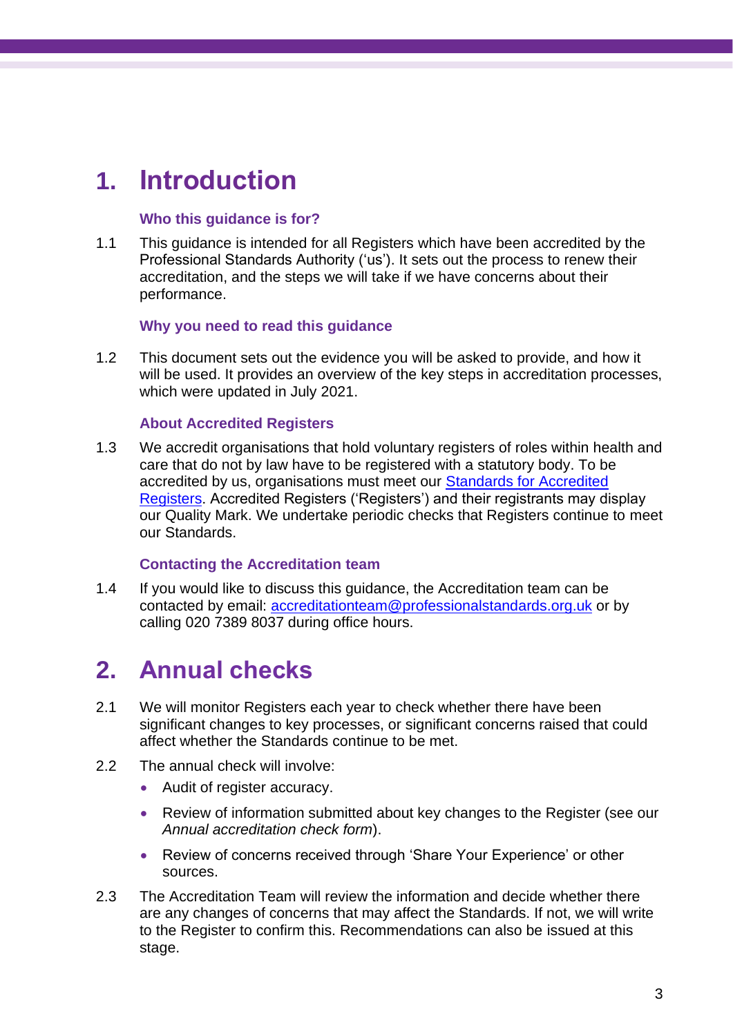# 1. Introduction

### Who this guidance is for?

1.1 This guidance is intended for all Registers which have been accredited by the Professional Standards Authority ('us'). It sets out the process to renew their accreditation, and the steps we will take if we have concerns about their performance.

### Why you need to read this guidance

1.2 This document sets out the evidence you will be asked to provide, and how it will be used. It provides an overview of the key steps in accreditation processes, which were updated in July 2021.

### About Accredited Registers

1.3 We accredit organisations that hold voluntary registers of roles within health and care that do not by law have to be registered with a statutory body. To be accredited by us, organisations must meet our [Standards for Accredited Registers](). Accredited Registers ('Registers') and their registrants may display our Quality Mark. We undertake periodic checks that Registers continue to meet our Standards.

### Contacting the Accreditation team

1.4 If you would like to discuss this guidance, the Accreditation team can be contacted by email: [accreditationteam@professionalstandards.org.uk](mailto:accreditationteam@professionalstandards.org.uk) or by calling 020 7389 8037 during office hours.

# 2. Annual checks

2.1 We will monitor Registers each year to check whether there have been significant changes to key processes, or significant concerns raised that could affect whether the Standards continue to be met.

2.2 The annual check will involve:

- Audit of register accuracy.
- Review of information submitted about key changes to the Register (see our *Annual accreditation check form*).
- Review of concerns received through 'Share Your Experience' or other sources.

2.3 The Accreditation Team will review the information and decide whether there are any changes of concerns that may affect the Standards. If not, we will write to the Register to confirm this. Recommendations can also be issued at this stage.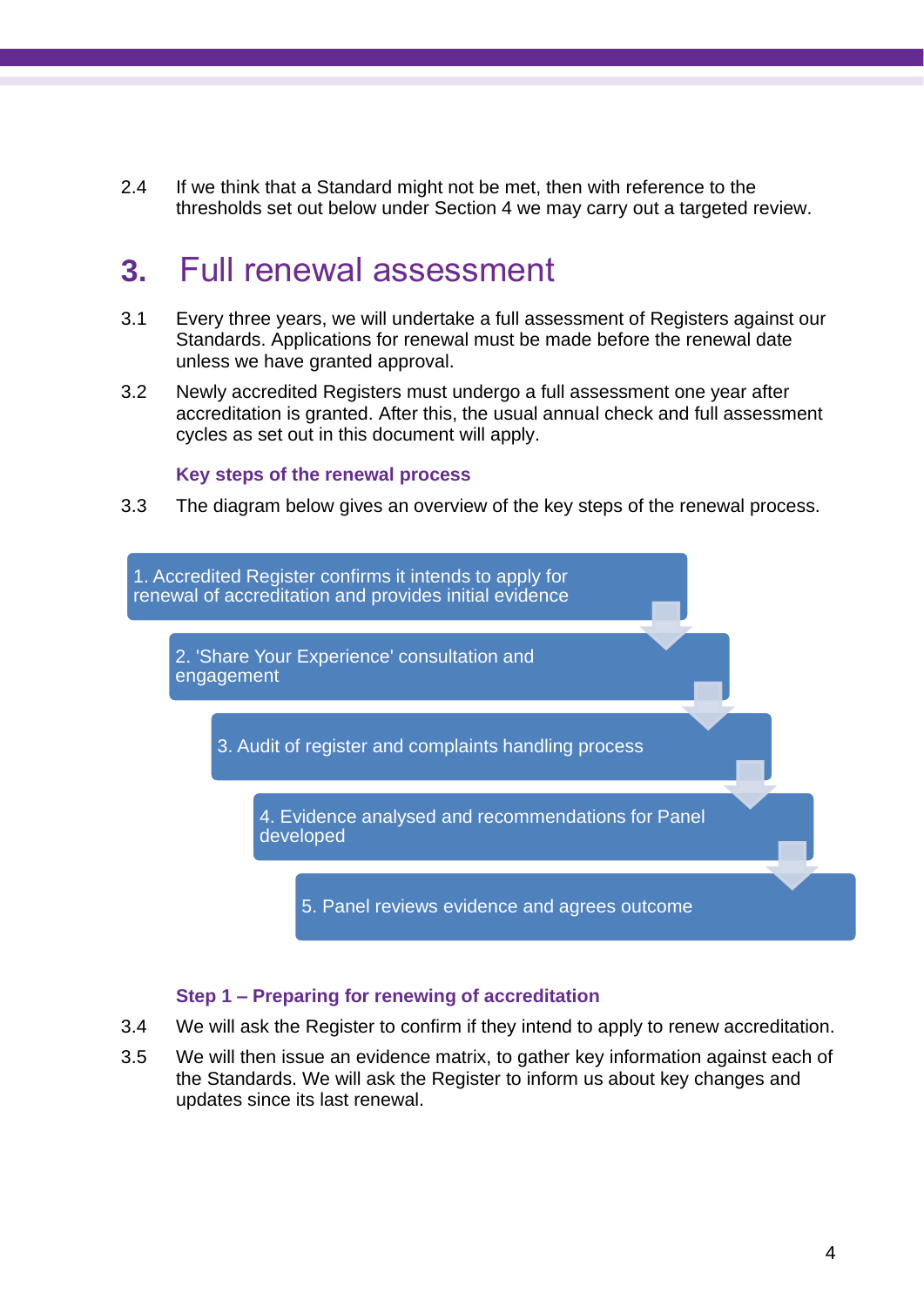2.4 If we think that a Standard might not be met, then with reference to the thresholds set out below under Section 4 we may carry out a targeted review.

# 3. Full renewal assessment

3.1 Every three years, we will undertake a full assessment of Registers against our Standards. Applications for renewal must be made before the renewal date unless we have granted approval.

3.2 Newly accredited Registers must undergo a full assessment one year after accreditation is granted. After this, the usual annual check and full assessment cycles as set out in this document will apply.

### Key steps of the renewal process

3.3 The diagram below gives an overview of the key steps of the renewal process.

1. Accredited Register confirms it intends to apply for renewal of accreditation and provides initial evidence
2. 'Share Your Experience' consultation and engagement
3. Audit of register and complaints handling process
4. Evidence analysed and recommendations for Panel developed
5. Panel reviews evidence and agrees outcome

### Step 1 – Preparing for renewing of accreditation

3.4 We will ask the Register to confirm if they intend to apply to renew accreditation.

3.5 We will then issue an evidence matrix, to gather key information against each of the Standards. We will ask the Register to inform us about key changes and updates since its last renewal.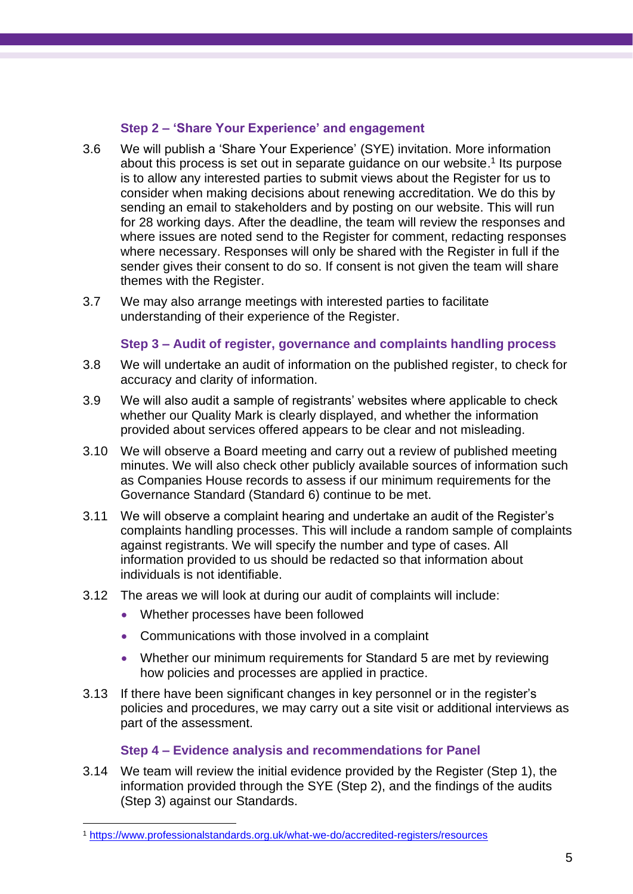### Step 2 – 'Share Your Experience' and engagement

3.6 We will publish a 'Share Your Experience' (SYE) invitation. More information about this process is set out in separate guidance on our website.[1] Its purpose is to allow any interested parties to submit views about the Register for us to consider when making decisions about renewing accreditation. We do this by sending an email to stakeholders and by posting on our website. This will run for 28 working days. After the deadline, the team will review the responses and where issues are noted send to the Register for comment, redacting responses where necessary. Responses will only be shared with the Register in full if the sender gives their consent to do so. If consent is not given the team will share themes with the Register.

3.7 We may also arrange meetings with interested parties to facilitate understanding of their experience of the Register.

### Step 3 – Audit of register, governance and complaints handling process

3.8 We will undertake an audit of information on the published register, to check for accuracy and clarity of information.

3.9 We will also audit a sample of registrants' websites where applicable to check whether our Quality Mark is clearly displayed, and whether the information provided about services offered appears to be clear and not misleading.

3.10 We will observe a Board meeting and carry out a review of published meeting minutes. We will also check other publicly available sources of information such as Companies House records to assess if our minimum requirements for the Governance Standard (Standard 6) continue to be met.

3.11 We will observe a complaint hearing and undertake an audit of the Register's complaints handling processes. This will include a random sample of complaints against registrants. We will specify the number and type of cases. All information provided to us should be redacted so that information about individuals is not identifiable.

3.12 The areas we will look at during our audit of complaints will include:

- Whether processes have been followed
- Communications with those involved in a complaint
- Whether our minimum requirements for Standard 5 are met by reviewing how policies and processes are applied in practice.

3.13 If there have been significant changes in key personnel or in the register's policies and procedures, we may carry out a site visit or additional interviews as part of the assessment.

### Step 4 – Evidence analysis and recommendations for Panel

3.14 We team will review the initial evidence provided by the Register (Step 1), the information provided through the SYE (Step 2), and the findings of the audits (Step 3) against our Standards.

---

[1] https://www.professionalstandards.org.uk/what-we-do/accredited-registers/resources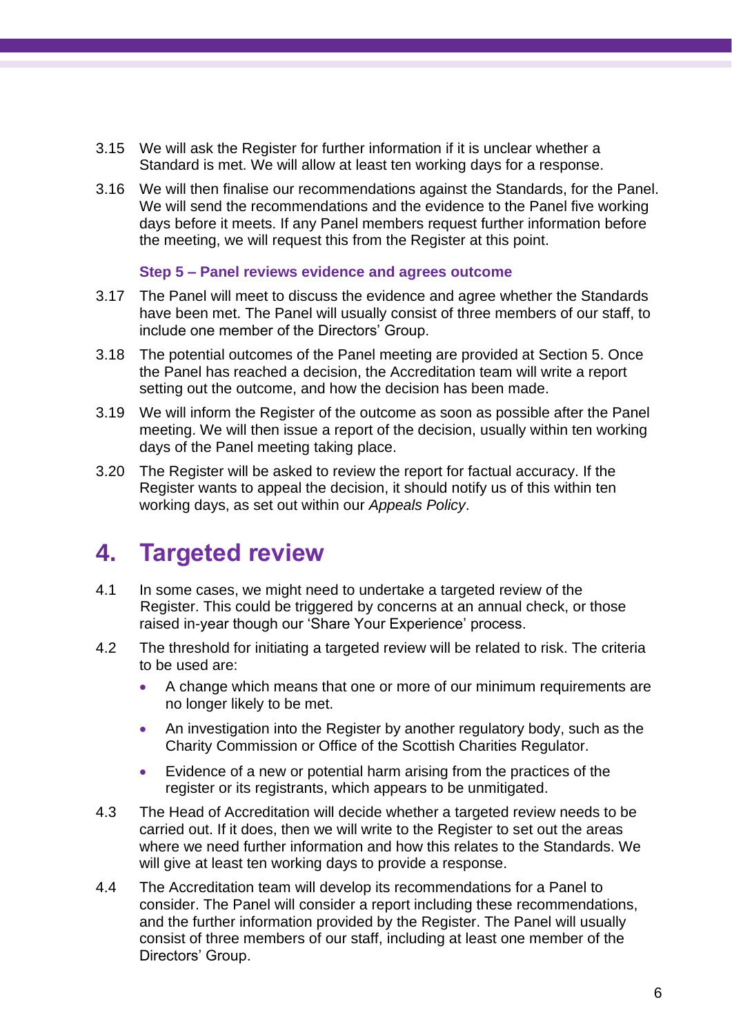3.15 We will ask the Register for further information if it is unclear whether a Standard is met. We will allow at least ten working days for a response.

3.16 We will then finalise our recommendations against the Standards, for the Panel. We will send the recommendations and the evidence to the Panel five working days before it meets. If any Panel members request further information before the meeting, we will request this from the Register at this point.

### Step 5 – Panel reviews evidence and agrees outcome

3.17 The Panel will meet to discuss the evidence and agree whether the Standards have been met. The Panel will usually consist of three members of our staff, to include one member of the Directors' Group.

3.18 The potential outcomes of the Panel meeting are provided at Section 5. Once the Panel has reached a decision, the Accreditation team will write a report setting out the outcome, and how the decision has been made.

3.19 We will inform the Register of the outcome as soon as possible after the Panel meeting. We will then issue a report of the decision, usually within ten working days of the Panel meeting taking place.

3.20 The Register will be asked to review the report for factual accuracy. If the Register wants to appeal the decision, it should notify us of this within ten working days, as set out within our *Appeals Policy*.

## 4. Targeted review

4.1 In some cases, we might need to undertake a targeted review of the Register. This could be triggered by concerns at an annual check, or those raised in-year though our 'Share Your Experience' process.

4.2 The threshold for initiating a targeted review will be related to risk. The criteria to be used are:

- A change which means that one or more of our minimum requirements are no longer likely to be met.
- An investigation into the Register by another regulatory body, such as the Charity Commission or Office of the Scottish Charities Regulator.
- Evidence of a new or potential harm arising from the practices of the register or its registrants, which appears to be unmitigated.

4.3 The Head of Accreditation will decide whether a targeted review needs to be carried out. If it does, then we will write to the Register to set out the areas where we need further information and how this relates to the Standards. We will give at least ten working days to provide a response.

4.4 The Accreditation team will develop its recommendations for a Panel to consider. The Panel will consider a report including these recommendations, and the further information provided by the Register. The Panel will usually consist of three members of our staff, including at least one member of the Directors' Group.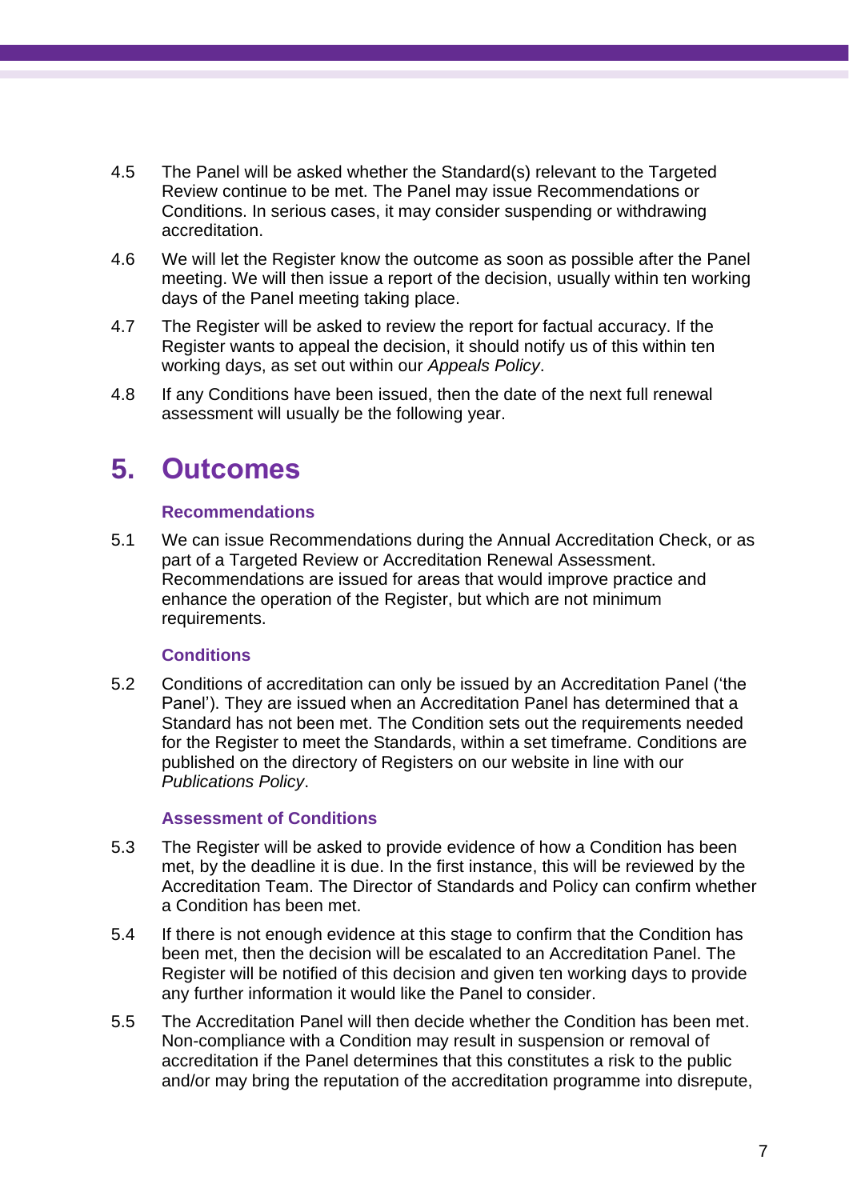4.5 The Panel will be asked whether the Standard(s) relevant to the Targeted Review continue to be met. The Panel may issue Recommendations or Conditions. In serious cases, it may consider suspending or withdrawing accreditation.

4.6 We will let the Register know the outcome as soon as possible after the Panel meeting. We will then issue a report of the decision, usually within ten working days of the Panel meeting taking place.

4.7 The Register will be asked to review the report for factual accuracy. If the Register wants to appeal the decision, it should notify us of this within ten working days, as set out within our *Appeals Policy*.

4.8 If any Conditions have been issued, then the date of the next full renewal assessment will usually be the following year.

# 5. Outcomes

### Recommendations

5.1 We can issue Recommendations during the Annual Accreditation Check, or as part of a Targeted Review or Accreditation Renewal Assessment. Recommendations are issued for areas that would improve practice and enhance the operation of the Register, but which are not minimum requirements.

### Conditions

5.2 Conditions of accreditation can only be issued by an Accreditation Panel ('the Panel'). They are issued when an Accreditation Panel has determined that a Standard has not been met. The Condition sets out the requirements needed for the Register to meet the Standards, within a set timeframe. Conditions are published on the directory of Registers on our website in line with our *Publications Policy*.

### Assessment of Conditions

5.3 The Register will be asked to provide evidence of how a Condition has been met, by the deadline it is due. In the first instance, this will be reviewed by the Accreditation Team. The Director of Standards and Policy can confirm whether a Condition has been met.

5.4 If there is not enough evidence at this stage to confirm that the Condition has been met, then the decision will be escalated to an Accreditation Panel. The Register will be notified of this decision and given ten working days to provide any further information it would like the Panel to consider.

5.5 The Accreditation Panel will then decide whether the Condition has been met. Non-compliance with a Condition may result in suspension or removal of accreditation if the Panel determines that this constitutes a risk to the public and/or may bring the reputation of the accreditation programme into disrepute,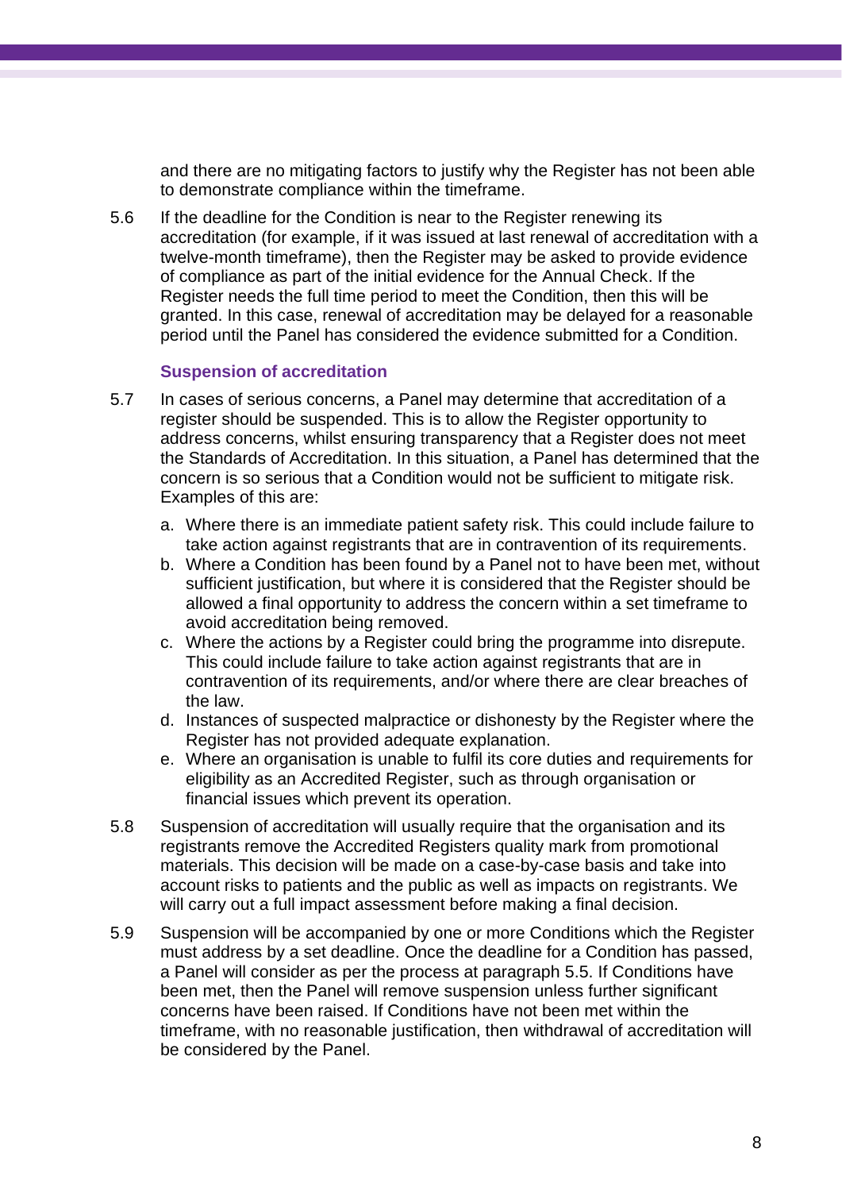and there are no mitigating factors to justify why the Register has not been able to demonstrate compliance within the timeframe.

5.6 If the deadline for the Condition is near to the Register renewing its accreditation (for example, if it was issued at last renewal of accreditation with a twelve-month timeframe), then the Register may be asked to provide evidence of compliance as part of the initial evidence for the Annual Check. If the Register needs the full time period to meet the Condition, then this will be granted. In this case, renewal of accreditation may be delayed for a reasonable period until the Panel has considered the evidence submitted for a Condition.

### Suspension of accreditation

5.7 In cases of serious concerns, a Panel may determine that accreditation of a register should be suspended. This is to allow the Register opportunity to address concerns, whilst ensuring transparency that a Register does not meet the Standards of Accreditation. In this situation, a Panel has determined that the concern is so serious that a Condition would not be sufficient to mitigate risk. Examples of this are:

a. Where there is an immediate patient safety risk. This could include failure to take action against registrants that are in contravention of its requirements.
b. Where a Condition has been found by a Panel not to have been met, without sufficient justification, but where it is considered that the Register should be allowed a final opportunity to address the concern within a set timeframe to avoid accreditation being removed.
c. Where the actions by a Register could bring the programme into disrepute. This could include failure to take action against registrants that are in contravention of its requirements, and/or where there are clear breaches of the law.
d. Instances of suspected malpractice or dishonesty by the Register where the Register has not provided adequate explanation.
e. Where an organisation is unable to fulfil its core duties and requirements for eligibility as an Accredited Register, such as through organisation or financial issues which prevent its operation.

5.8 Suspension of accreditation will usually require that the organisation and its registrants remove the Accredited Registers quality mark from promotional materials. This decision will be made on a case-by-case basis and take into account risks to patients and the public as well as impacts on registrants. We will carry out a full impact assessment before making a final decision.

5.9 Suspension will be accompanied by one or more Conditions which the Register must address by a set deadline. Once the deadline for a Condition has passed, a Panel will consider as per the process at paragraph 5.5. If Conditions have been met, then the Panel will remove suspension unless further significant concerns have been raised. If Conditions have not been met within the timeframe, with no reasonable justification, then withdrawal of accreditation will be considered by the Panel.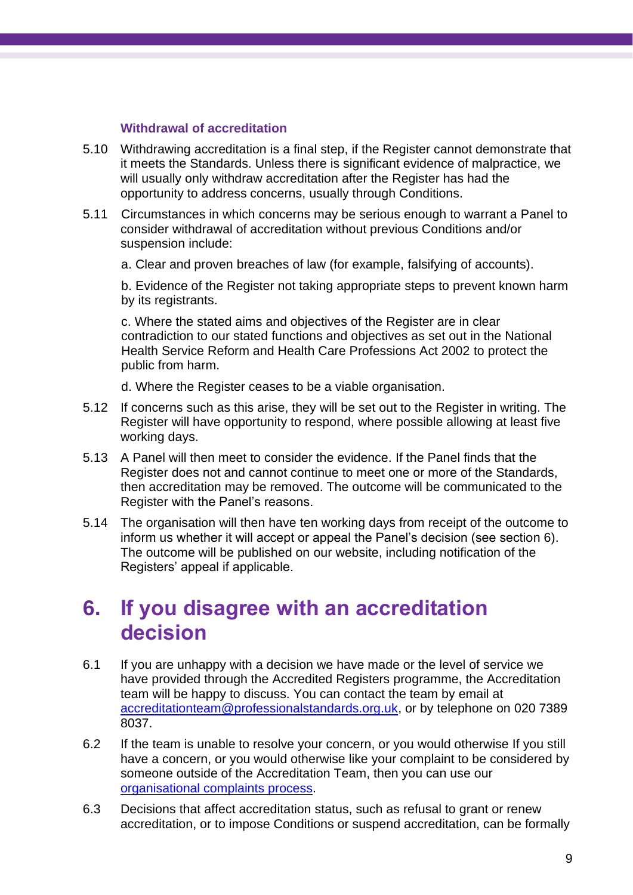### Withdrawal of accreditation

5.10 Withdrawing accreditation is a final step, if the Register cannot demonstrate that it meets the Standards. Unless there is significant evidence of malpractice, we will usually only withdraw accreditation after the Register has had the opportunity to address concerns, usually through Conditions.

5.11 Circumstances in which concerns may be serious enough to warrant a Panel to consider withdrawal of accreditation without previous Conditions and/or suspension include:

a. Clear and proven breaches of law (for example, falsifying of accounts).

b. Evidence of the Register not taking appropriate steps to prevent known harm by its registrants.

c. Where the stated aims and objectives of the Register are in clear contradiction to our stated functions and objectives as set out in the National Health Service Reform and Health Care Professions Act 2002 to protect the public from harm.

d. Where the Register ceases to be a viable organisation.

5.12 If concerns such as this arise, they will be set out to the Register in writing. The Register will have opportunity to respond, where possible allowing at least five working days.

5.13 A Panel will then meet to consider the evidence. If the Panel finds that the Register does not and cannot continue to meet one or more of the Standards, then accreditation may be removed. The outcome will be communicated to the Register with the Panel's reasons.

5.14 The organisation will then have ten working days from receipt of the outcome to inform us whether it will accept or appeal the Panel's decision (see section 6). The outcome will be published on our website, including notification of the Registers' appeal if applicable.

## 6. If you disagree with an accreditation decision

6.1 If you are unhappy with a decision we have made or the level of service we have provided through the Accredited Registers programme, the Accreditation team will be happy to discuss. You can contact the team by email at accreditationteam@professionalstandards.org.uk, or by telephone on 020 7389 8037.

6.2 If the team is unable to resolve your concern, or you would otherwise If you still have a concern, or you would otherwise like your complaint to be considered by someone outside of the Accreditation Team, then you can use our organisational complaints process.

6.3 Decisions that affect accreditation status, such as refusal to grant or renew accreditation, or to impose Conditions or suspend accreditation, can be formally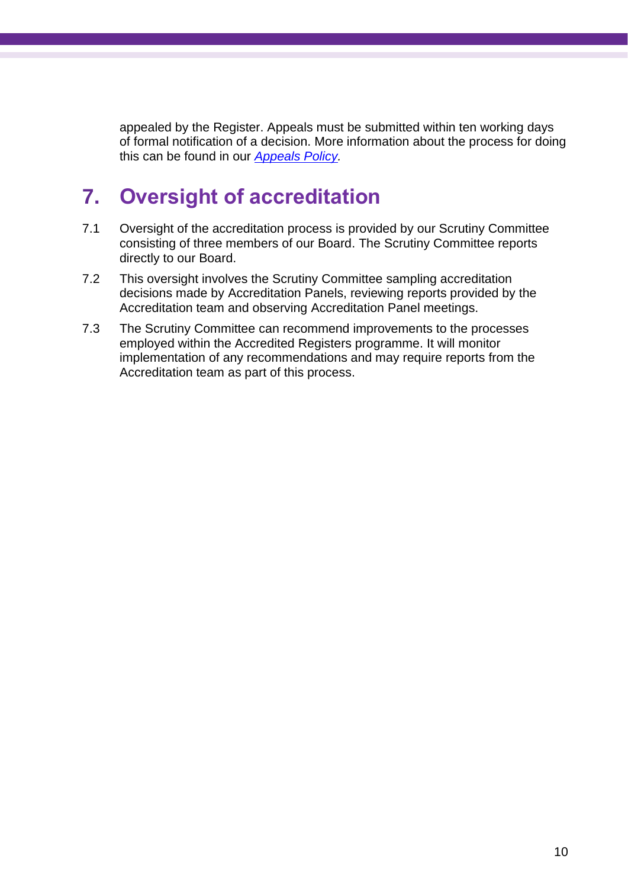appealed by the Register. Appeals must be submitted within ten working days of formal notification of a decision. More information about the process for doing this can be found in our *Appeals Policy*.

## 7. Oversight of accreditation

7.1 Oversight of the accreditation process is provided by our Scrutiny Committee consisting of three members of our Board. The Scrutiny Committee reports directly to our Board.

7.2 This oversight involves the Scrutiny Committee sampling accreditation decisions made by Accreditation Panels, reviewing reports provided by the Accreditation team and observing Accreditation Panel meetings.

7.3 The Scrutiny Committee can recommend improvements to the processes employed within the Accredited Registers programme. It will monitor implementation of any recommendations and may require reports from the Accreditation team as part of this process.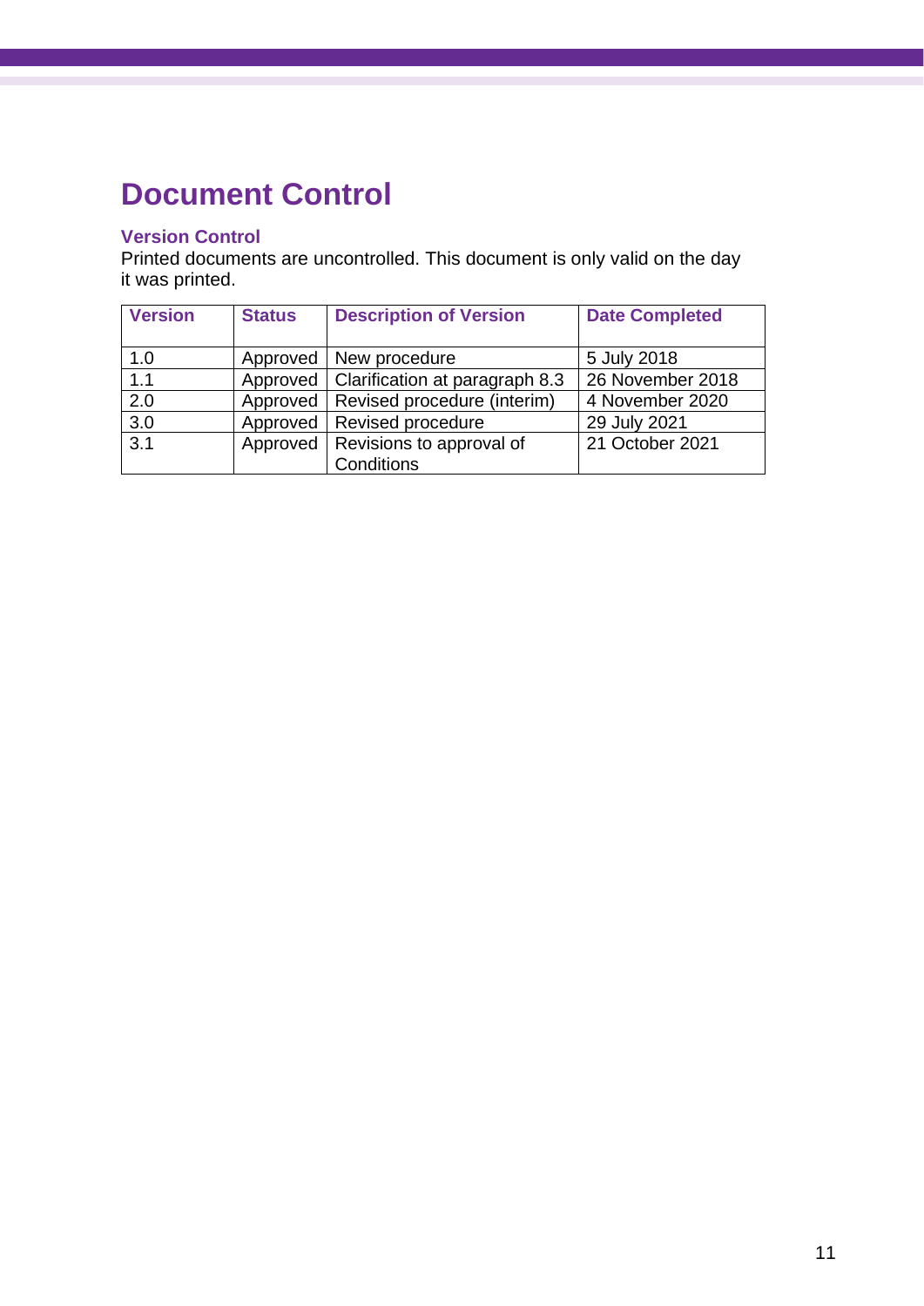# Document Control

### Version Control

Printed documents are uncontrolled. This document is only valid on the day it was printed.

| Version | Status | Description of Version | Date Completed |
|---|---|---|---|
| 1.0 | Approved | New procedure | 5 July 2018 |
| 1.1 | Approved | Clarification at paragraph 8.3 | 26 November 2018 |
| 2.0 | Approved | Revised procedure (interim) | 4 November 2020 |
| 3.0 | Approved | Revised procedure | 29 July 2021 |
| 3.1 | Approved | Revisions to approval of Conditions | 21 October 2021 |